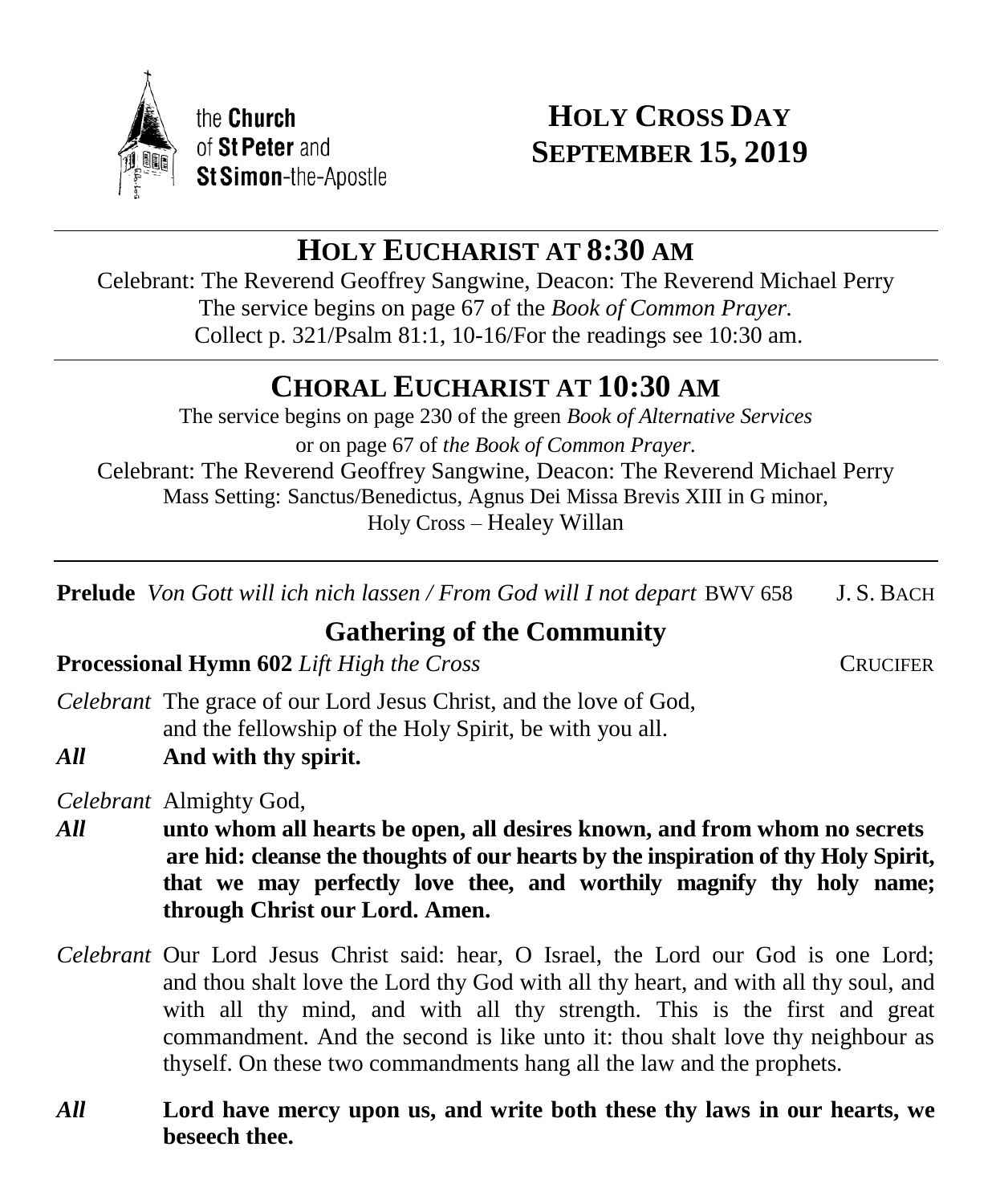the **Church** of **St Peter** and **St Simon**-the-Apostle

# HOLY CROSS DAY
# SEPTEMBER 15, 2019

## HOLY EUCHARIST AT 8:30 AM

Celebrant: The Reverend Geoffrey Sangwine, Deacon: The Reverend Michael Perry
The service begins on page 67 of the *Book of Common Prayer.*
Collect p. 321/Psalm 81:1, 10-16/For the readings see 10:30 am.

## CHORAL EUCHARIST AT 10:30 AM

The service begins on page 230 of the green *Book of Alternative Services*
or on page 67 of *the Book of Common Prayer.*
Celebrant: The Reverend Geoffrey Sangwine, Deacon: The Reverend Michael Perry
Mass Setting: Sanctus/Benedictus, Agnus Dei Missa Brevis XIII in G minor,
Holy Cross – Healey Willan

**Prelude** *Von Gott will ich nich lassen / From God will I not depart* BWV 658 J. S. BACH

### Gathering of the Community

**Processional Hymn 602** *Lift High the Cross* CRUCIFER

*Celebrant* The grace of our Lord Jesus Christ, and the love of God, and the fellowship of the Holy Spirit, be with you all.

***All*** **And with thy spirit.**

*Celebrant* Almighty God,

***All*** **unto whom all hearts be open, all desires known, and from whom no secrets are hid: cleanse the thoughts of our hearts by the inspiration of thy Holy Spirit, that we may perfectly love thee, and worthily magnify thy holy name; through Christ our Lord. Amen.**

*Celebrant* Our Lord Jesus Christ said: hear, O Israel, the Lord our God is one Lord; and thou shalt love the Lord thy God with all thy heart, and with all thy soul, and with all thy mind, and with all thy strength. This is the first and great commandment. And the second is like unto it: thou shalt love thy neighbour as thyself. On these two commandments hang all the law and the prophets.

***All*** **Lord have mercy upon us, and write both these thy laws in our hearts, we beseech thee.**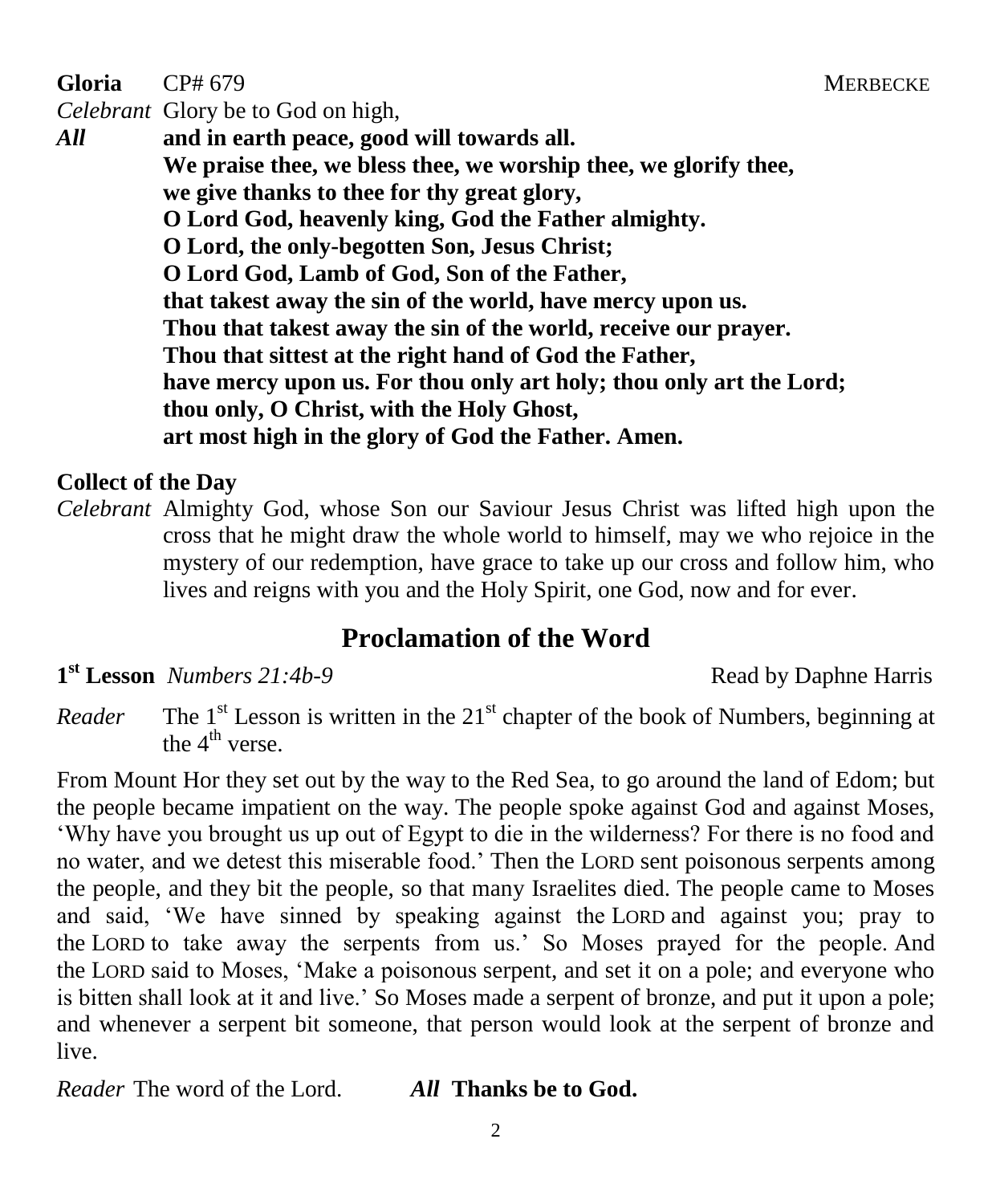**Gloria** CP# 679 MERBECKE

*Celebrant* Glory be to God on high,

***All*** **and in earth peace, good will towards all.**
**We praise thee, we bless thee, we worship thee, we glorify thee,**
**we give thanks to thee for thy great glory,**
**O Lord God, heavenly king, God the Father almighty.**
**O Lord, the only-begotten Son, Jesus Christ;**
**O Lord God, Lamb of God, Son of the Father,**
**that takest away the sin of the world, have mercy upon us.**
**Thou that takest away the sin of the world, receive our prayer.**
**Thou that sittest at the right hand of God the Father,**
**have mercy upon us. For thou only art holy; thou only art the Lord;**
**thou only, O Christ, with the Holy Ghost,**
**art most high in the glory of God the Father. Amen.**

**Collect of the Day**

*Celebrant* Almighty God, whose Son our Saviour Jesus Christ was lifted high upon the cross that he might draw the whole world to himself, may we who rejoice in the mystery of our redemption, have grace to take up our cross and follow him, who lives and reigns with you and the Holy Spirit, one God, now and for ever.

## Proclamation of the Word

**1st Lesson** *Numbers 21:4b-9* Read by Daphne Harris

*Reader* The 1st Lesson is written in the 21st chapter of the book of Numbers, beginning at the 4th verse.

From Mount Hor they set out by the way to the Red Sea, to go around the land of Edom; but the people became impatient on the way. The people spoke against God and against Moses, 'Why have you brought us up out of Egypt to die in the wilderness? For there is no food and no water, and we detest this miserable food.' Then the LORD sent poisonous serpents among the people, and they bit the people, so that many Israelites died. The people came to Moses and said, 'We have sinned by speaking against the LORD and against you; pray to the LORD to take away the serpents from us.' So Moses prayed for the people. And the LORD said to Moses, 'Make a poisonous serpent, and set it on a pole; and everyone who is bitten shall look at it and live.' So Moses made a serpent of bronze, and put it upon a pole; and whenever a serpent bit someone, that person would look at the serpent of bronze and live.

*Reader* The word of the Lord. ***All*** **Thanks be to God.**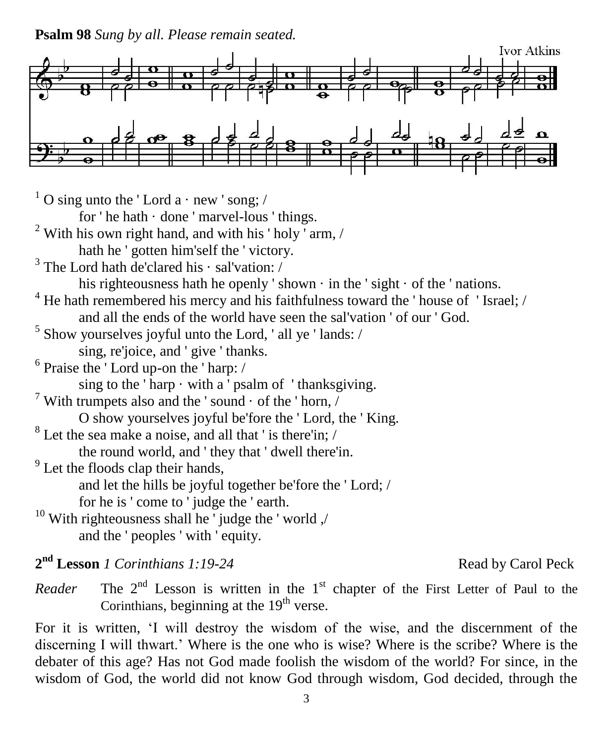**Psalm 98** *Sung by all. Please remain seated.*

Ivor Atkins

[1] O sing unto the ' Lord a · new ' song; /
for ' he hath · done ' marvel-lous ' things.
[2] With his own right hand, and with his ' holy ' arm, /
hath he ' gotten him'self the ' victory.
[3] The Lord hath de'clared his · sal'vation: /
his righteousness hath he openly ' shown · in the ' sight · of the ' nations.
[4] He hath remembered his mercy and his faithfulness toward the ' house of ' Israel; /
and all the ends of the world have seen the sal'vation ' of our ' God.
[5] Show yourselves joyful unto the Lord, ' all ye ' lands: /
sing, re'joice, and ' give ' thanks.
[6] Praise the ' Lord up-on the ' harp: /
sing to the ' harp · with a ' psalm of ' thanksgiving.
[7] With trumpets also and the ' sound · of the ' horn, /
O show yourselves joyful be'fore the ' Lord, the ' King.
[8] Let the sea make a noise, and all that ' is there'in; /
the round world, and ' they that ' dwell there'in.
[9] Let the floods clap their hands,
and let the hills be joyful together be'fore the ' Lord; /
for he is ' come to ' judge the ' earth.
[10] With righteousness shall he ' judge the ' world ,/
and the ' peoples ' with ' equity.

**2nd Lesson** *1 Corinthians 1:19-24* Read by Carol Peck

*Reader* The 2nd Lesson is written in the 1st chapter of the First Letter of Paul to the Corinthians, beginning at the 19th verse.

For it is written, 'I will destroy the wisdom of the wise, and the discernment of the discerning I will thwart.' Where is the one who is wise? Where is the scribe? Where is the debater of this age? Has not God made foolish the wisdom of the world? For since, in the wisdom of God, the world did not know God through wisdom, God decided, through the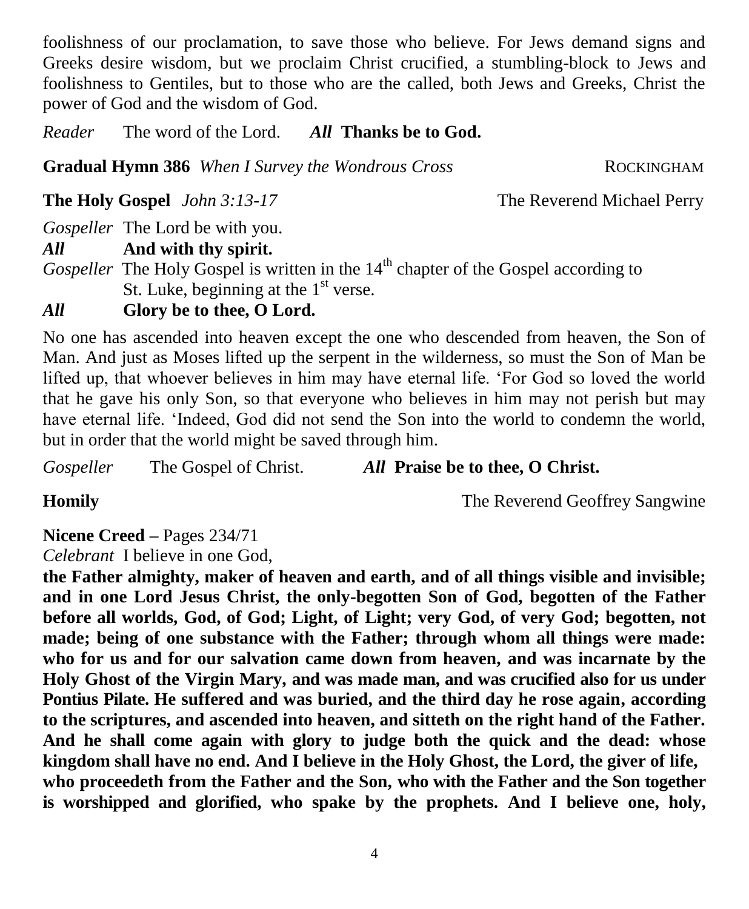foolishness of our proclamation, to save those who believe. For Jews demand signs and Greeks desire wisdom, but we proclaim Christ crucified, a stumbling-block to Jews and foolishness to Gentiles, but to those who are the called, both Jews and Greeks, Christ the power of God and the wisdom of God.

*Reader* The word of the Lord. ***All* Thanks be to God.**

**Gradual Hymn 386** *When I Survey the Wondrous Cross* ROCKINGHAM

**The Holy Gospel** *John 3:13-17* The Reverend Michael Perry

*Gospeller* The Lord be with you.

***All* And with thy spirit.**

*Gospeller* The Holy Gospel is written in the 14th chapter of the Gospel according to St. Luke, beginning at the 1st verse.

***All* Glory be to thee, O Lord.**

No one has ascended into heaven except the one who descended from heaven, the Son of Man. And just as Moses lifted up the serpent in the wilderness, so must the Son of Man be lifted up, that whoever believes in him may have eternal life. 'For God so loved the world that he gave his only Son, so that everyone who believes in him may not perish but may have eternal life. 'Indeed, God did not send the Son into the world to condemn the world, but in order that the world might be saved through him.

*Gospeller* The Gospel of Christ. ***All* Praise be to thee, O Christ.**

**Homily** The Reverend Geoffrey Sangwine

**Nicene Creed –** Pages 234/71

*Celebrant* I believe in one God,

**the Father almighty, maker of heaven and earth, and of all things visible and invisible; and in one Lord Jesus Christ, the only-begotten Son of God, begotten of the Father before all worlds, God, of God; Light, of Light; very God, of very God; begotten, not made; being of one substance with the Father; through whom all things were made: who for us and for our salvation came down from heaven, and was incarnate by the Holy Ghost of the Virgin Mary, and was made man, and was crucified also for us under Pontius Pilate. He suffered and was buried, and the third day he rose again, according to the scriptures, and ascended into heaven, and sitteth on the right hand of the Father. And he shall come again with glory to judge both the quick and the dead: whose kingdom shall have no end. And I believe in the Holy Ghost, the Lord, the giver of life, who proceedeth from the Father and the Son, who with the Father and the Son together is worshipped and glorified, who spake by the prophets. And I believe one, holy,**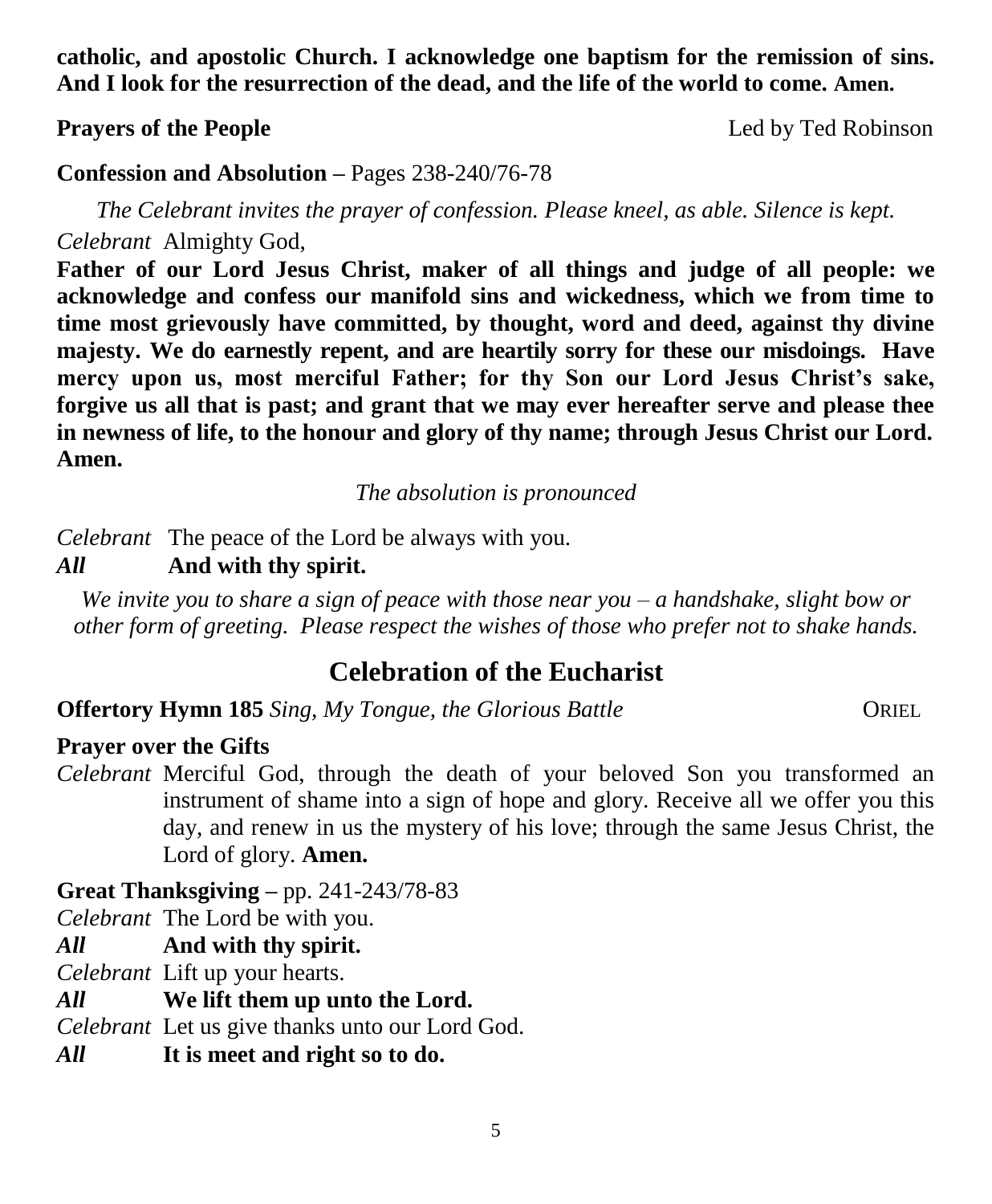**catholic, and apostolic Church. I acknowledge one baptism for the remission of sins. And I look for the resurrection of the dead, and the life of the world to come. Amen.**

**Prayers of the People** Led by Ted Robinson

**Confession and Absolution –** Pages 238-240/76-78

*The Celebrant invites the prayer of confession. Please kneel, as able. Silence is kept.*

*Celebrant* Almighty God,

**Father of our Lord Jesus Christ, maker of all things and judge of all people: we acknowledge and confess our manifold sins and wickedness, which we from time to time most grievously have committed, by thought, word and deed, against thy divine majesty. We do earnestly repent, and are heartily sorry for these our misdoings. Have mercy upon us, most merciful Father; for thy Son our Lord Jesus Christ's sake, forgive us all that is past; and grant that we may ever hereafter serve and please thee in newness of life, to the honour and glory of thy name; through Jesus Christ our Lord. Amen.**

*The absolution is pronounced*

*Celebrant* The peace of the Lord be always with you.

***All*** **And with thy spirit.**

*We invite you to share a sign of peace with those near you – a handshake, slight bow or other form of greeting. Please respect the wishes of those who prefer not to shake hands.*

## Celebration of the Eucharist

**Offertory Hymn 185** *Sing, My Tongue, the Glorious Battle* ORIEL

**Prayer over the Gifts**

*Celebrant* Merciful God, through the death of your beloved Son you transformed an instrument of shame into a sign of hope and glory. Receive all we offer you this day, and renew in us the mystery of his love; through the same Jesus Christ, the Lord of glory. **Amen.**

**Great Thanksgiving –** pp. 241-243/78-83

*Celebrant* The Lord be with you.

***All*** **And with thy spirit.**

*Celebrant* Lift up your hearts.

***All*** **We lift them up unto the Lord.**

*Celebrant* Let us give thanks unto our Lord God.

***All*** **It is meet and right so to do.**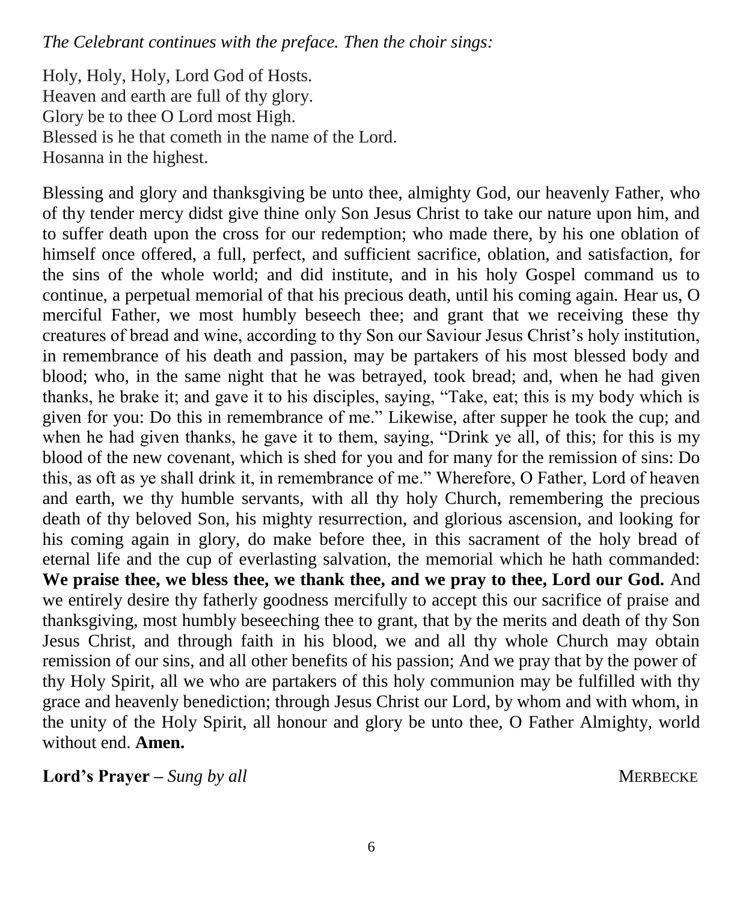*The Celebrant continues with the preface. Then the choir sings:*

Holy, Holy, Holy, Lord God of Hosts.
Heaven and earth are full of thy glory.
Glory be to thee O Lord most High.
Blessed is he that cometh in the name of the Lord.
Hosanna in the highest.

Blessing and glory and thanksgiving be unto thee, almighty God, our heavenly Father, who of thy tender mercy didst give thine only Son Jesus Christ to take our nature upon him, and to suffer death upon the cross for our redemption; who made there, by his one oblation of himself once offered, a full, perfect, and sufficient sacrifice, oblation, and satisfaction, for the sins of the whole world; and did institute, and in his holy Gospel command us to continue, a perpetual memorial of that his precious death, until his coming again. Hear us, O merciful Father, we most humbly beseech thee; and grant that we receiving these thy creatures of bread and wine, according to thy Son our Saviour Jesus Christ's holy institution, in remembrance of his death and passion, may be partakers of his most blessed body and blood; who, in the same night that he was betrayed, took bread; and, when he had given thanks, he brake it; and gave it to his disciples, saying, "Take, eat; this is my body which is given for you: Do this in remembrance of me." Likewise, after supper he took the cup; and when he had given thanks, he gave it to them, saying, "Drink ye all, of this; for this is my blood of the new covenant, which is shed for you and for many for the remission of sins: Do this, as oft as ye shall drink it, in remembrance of me." Wherefore, O Father, Lord of heaven and earth, we thy humble servants, with all thy holy Church, remembering the precious death of thy beloved Son, his mighty resurrection, and glorious ascension, and looking for his coming again in glory, do make before thee, in this sacrament of the holy bread of eternal life and the cup of everlasting salvation, the memorial which he hath commanded: **We praise thee, we bless thee, we thank thee, and we pray to thee, Lord our God.** And we entirely desire thy fatherly goodness mercifully to accept this our sacrifice of praise and thanksgiving, most humbly beseeching thee to grant, that by the merits and death of thy Son Jesus Christ, and through faith in his blood, we and all thy whole Church may obtain remission of our sins, and all other benefits of his passion; And we pray that by the power of thy Holy Spirit, all we who are partakers of this holy communion may be fulfilled with thy grace and heavenly benediction; through Jesus Christ our Lord, by whom and with whom, in the unity of the Holy Spirit, all honour and glory be unto thee, O Father Almighty, world without end. **Amen.**

**Lord's Prayer –** *Sung by all* MERBECKE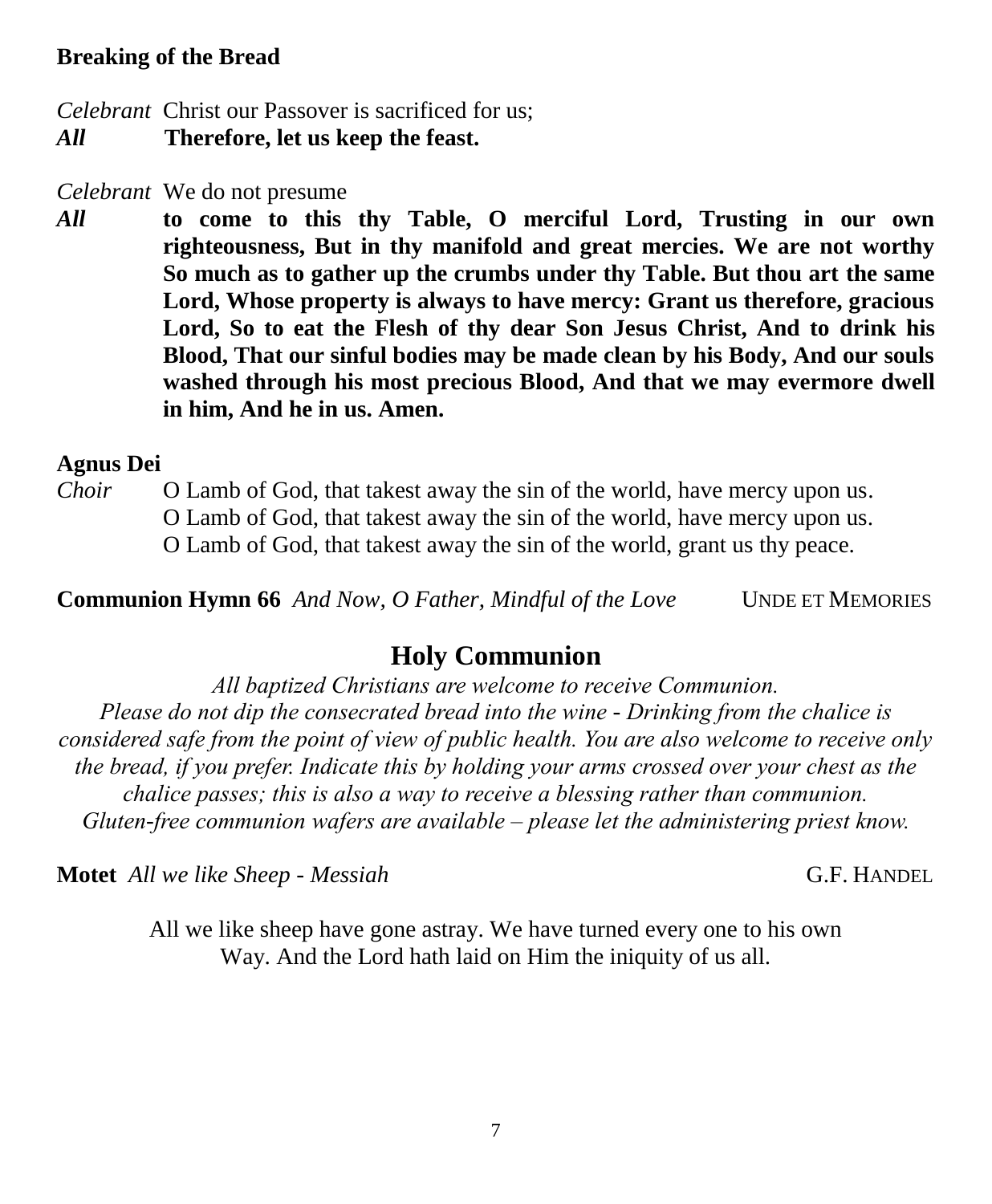**Breaking of the Bread**

*Celebrant* Christ our Passover is sacrificed for us;
***All*** **Therefore, let us keep the feast.**

*Celebrant* We do not presume
***All*** **to come to this thy Table, O merciful Lord, Trusting in our own righteousness, But in thy manifold and great mercies. We are not worthy So much as to gather up the crumbs under thy Table. But thou art the same Lord, Whose property is always to have mercy: Grant us therefore, gracious Lord, So to eat the Flesh of thy dear Son Jesus Christ, And to drink his Blood, That our sinful bodies may be made clean by his Body, And our souls washed through his most precious Blood, And that we may evermore dwell in him, And he in us. Amen.**

**Agnus Dei**

*Choir* O Lamb of God, that takest away the sin of the world, have mercy upon us.
O Lamb of God, that takest away the sin of the world, have mercy upon us.
O Lamb of God, that takest away the sin of the world, grant us thy peace.

**Communion Hymn 66** *And Now, O Father, Mindful of the Love* UNDE ET MEMORIES

## Holy Communion

*All baptized Christians are welcome to receive Communion.*
*Please do not dip the consecrated bread into the wine - Drinking from the chalice is considered safe from the point of view of public health. You are also welcome to receive only the bread, if you prefer. Indicate this by holding your arms crossed over your chest as the chalice passes; this is also a way to receive a blessing rather than communion.*
*Gluten-free communion wafers are available – please let the administering priest know.*

**Motet** *All we like Sheep - Messiah* G.F. HANDEL

All we like sheep have gone astray. We have turned every one to his own Way. And the Lord hath laid on Him the iniquity of us all.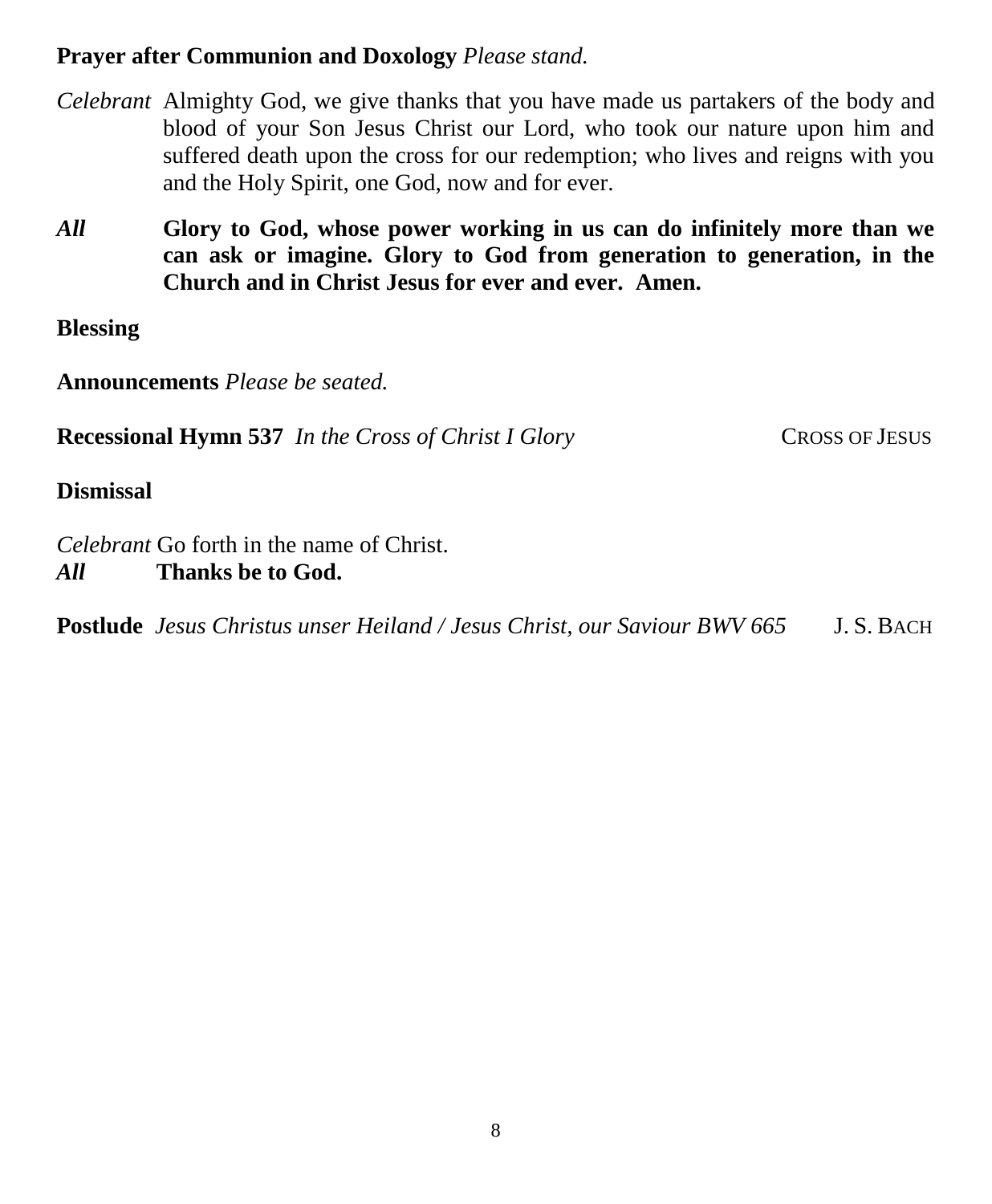**Prayer after Communion and Doxology** *Please stand.*

*Celebrant* Almighty God, we give thanks that you have made us partakers of the body and blood of your Son Jesus Christ our Lord, who took our nature upon him and suffered death upon the cross for our redemption; who lives and reigns with you and the Holy Spirit, one God, now and for ever.

***All*** **Glory to God, whose power working in us can do infinitely more than we can ask or imagine. Glory to God from generation to generation, in the Church and in Christ Jesus for ever and ever. Amen.**

**Blessing**

**Announcements** *Please be seated.*

**Recessional Hymn 537** *In the Cross of Christ I Glory* CROSS OF JESUS

**Dismissal**

*Celebrant* Go forth in the name of Christ.
***All*** **Thanks be to God.**

**Postlude** *Jesus Christus unser Heiland / Jesus Christ, our Saviour BWV 665* J. S. BACH